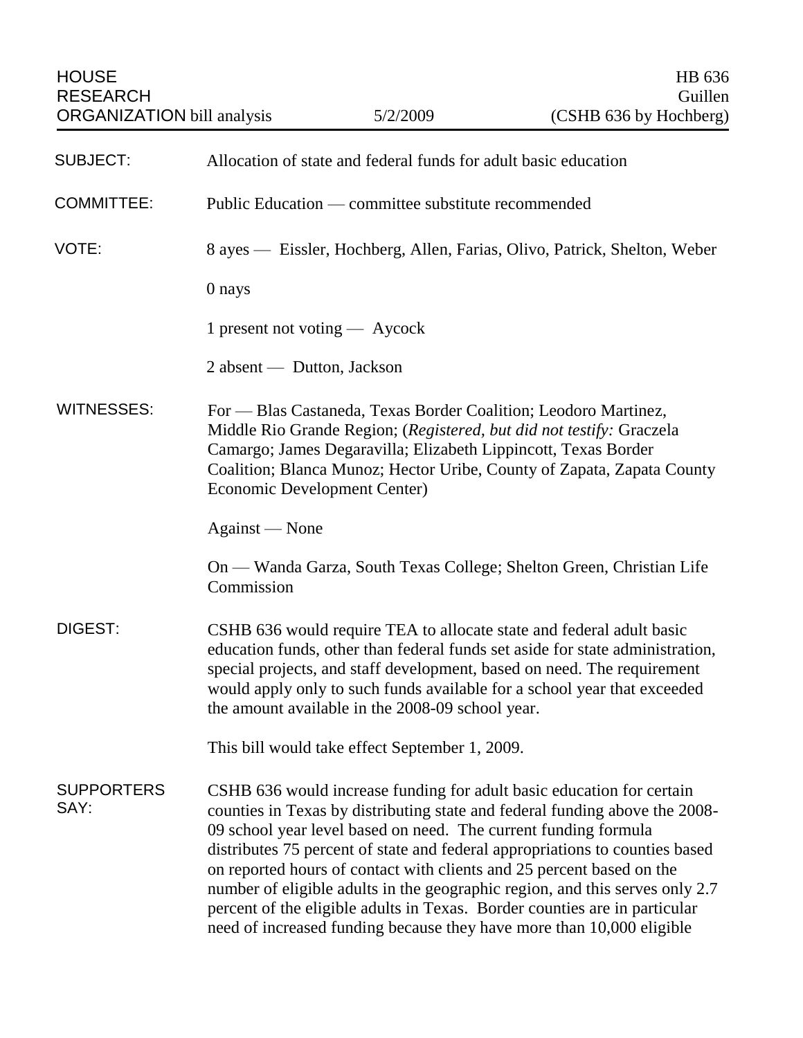HOUSE RESEARCH ORGANIZATION bill analysis

5/2/2009

HB 636
Guillen
(CSHB 636 by Hochberg)

**SUBJECT:** Allocation of state and federal funds for adult basic education

**COMMITTEE:** Public Education — committee substitute recommended

**VOTE:** 8 ayes — Eissler, Hochberg, Allen, Farias, Olivo, Patrick, Shelton, Weber

0 nays

1 present not voting — Aycock

2 absent — Dutton, Jackson

**WITNESSES:** For — Blas Castaneda, Texas Border Coalition; Leodoro Martinez, Middle Rio Grande Region; (*Registered, but did not testify:* Graczela Camargo; James Degaravilla; Elizabeth Lippincott, Texas Border Coalition; Blanca Munoz; Hector Uribe, County of Zapata, Zapata County Economic Development Center)

Against — None

On — Wanda Garza, South Texas College; Shelton Green, Christian Life Commission

**DIGEST:** CSHB 636 would require TEA to allocate state and federal adult basic education funds, other than federal funds set aside for state administration, special projects, and staff development, based on need. The requirement would apply only to such funds available for a school year that exceeded the amount available in the 2008-09 school year.

This bill would take effect September 1, 2009.

**SUPPORTERS SAY:** CSHB 636 would increase funding for adult basic education for certain counties in Texas by distributing state and federal funding above the 2008-09 school year level based on need. The current funding formula distributes 75 percent of state and federal appropriations to counties based on reported hours of contact with clients and 25 percent based on the number of eligible adults in the geographic region, and this serves only 2.7 percent of the eligible adults in Texas. Border counties are in particular need of increased funding because they have more than 10,000 eligible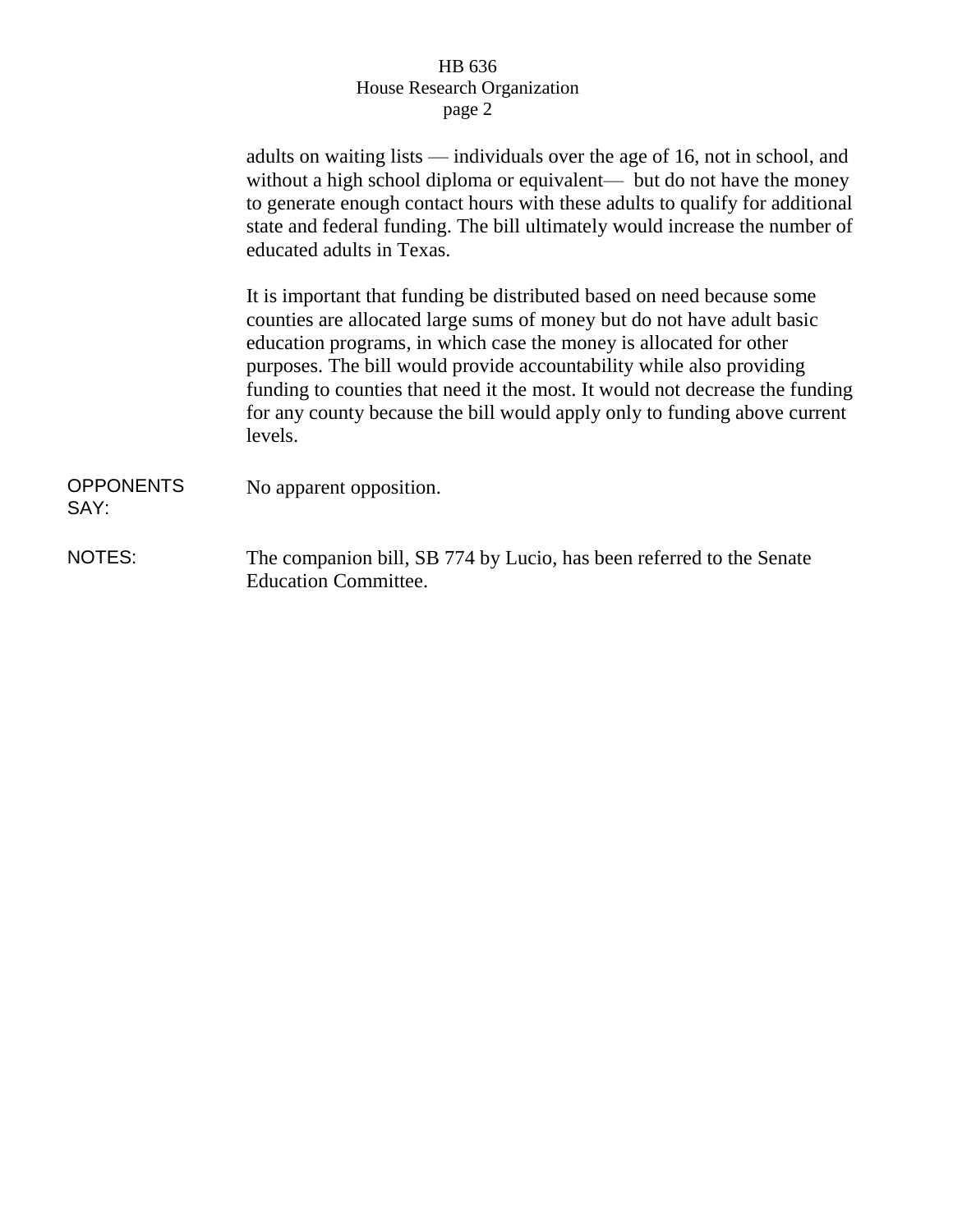adults on waiting lists — individuals over the age of 16, not in school, and without a high school diploma or equivalent— but do not have the money to generate enough contact hours with these adults to qualify for additional state and federal funding. The bill ultimately would increase the number of educated adults in Texas.

It is important that funding be distributed based on need because some counties are allocated large sums of money but do not have adult basic education programs, in which case the money is allocated for other purposes. The bill would provide accountability while also providing funding to counties that need it the most. It would not decrease the funding for any county because the bill would apply only to funding above current levels.

**OPPONENTS SAY:** No apparent opposition.

**NOTES:** The companion bill, SB 774 by Lucio, has been referred to the Senate Education Committee.